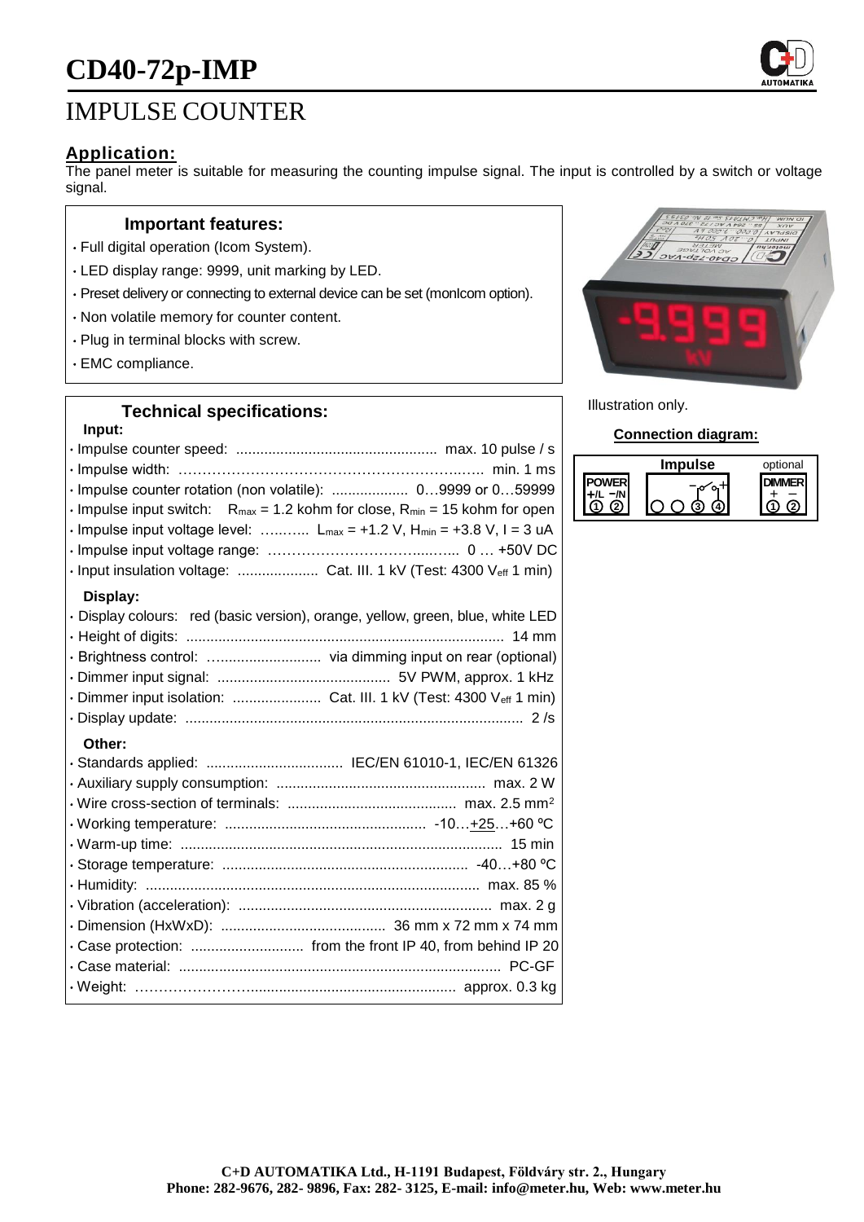# CD40-72p-IMP

## IMPULSE COUNTER

### Application:

The panel meter is suitable for measuring the counting impulse signal. The input is controlled by a switch or voltage signal.

### Important features:

- Full digital operation (Icom System).
- LED display range: 9999, unit marking by LED.
- Preset delivery or connecting to external device can be set (monIcom option).
- Non volatile memory for counter content.
- Plug in terminal blocks with screw.
- EMC compliance.

Illustration only.

### Technical specifications:

**Input:**

- Impulse counter speed: ...................................................... max. 10 pulse / s
- Impulse width: ............................................................ min. 1 ms
- Impulse counter rotation (non volatile): .................... 0…9999 or 0…59999
- Impulse input switch: $R_{max}$ = 1.2 kohm for close, $R_{min}$ = 15 kohm for open
- Impulse input voltage level: ……….. $L_{max}$ = +1.2 V, $H_{min}$ = +3.8 V, I = 3 uA
- Impulse input voltage range: ……………………………....….. 0 … +50V DC
- Input insulation voltage: .................... Cat. III. 1 kV (Test: 4300 $V_{eff}$ 1 min)

**Display:**

- Display colours: red (basic version), orange, yellow, green, blue, white LED
- Height of digits: ............................................................................... 14 mm
- Brightness control: ……...................... via dimming input on rear (optional)
- Dimmer input signal: ........................................... 5V PWM, approx. 1 kHz
- Dimmer input isolation: ...................... Cat. III. 1 kV (Test: 4300 $V_{eff}$ 1 min)
- Display update: .................................................................................... 2 /s

**Other:**

- Standards applied: .................................. IEC/EN 61010-1, IEC/EN 61326
- Auxiliary supply consumption: .................................................... max. 2 W
- Wire cross-section of terminals: .......................................... max. 2.5 mm²
- Working temperature: .................................................. -10…+25…+60 ºC
- Warm-up time: ................................................................................ 15 min
- Storage temperature: ............................................................. -40…+80 ºC
- Humidity: .................................................................................. max. 85 %
- Vibration (acceleration): ............................................................... max. 2 g
- Dimension (HxWxD): ......................................... 36 mm x 72 mm x 74 mm
- Case protection: ............................ from the front IP 40, from behind IP 20
- Case material: ................................................................................ PC-GF
- Weight: ……………………................................................... approx. 0.3 kg

### Connection diagram:

| POWER | Impulse | optional DIMMER |
|---|---|---|
| +/L −/N | − + | + − |
| ① ② | ○ ○ ③ ④ | ① ② |

**C+D AUTOMATIKA Ltd., H-1191 Budapest, Földváry str. 2., Hungary**
**Phone: 282-9676, 282- 9896, Fax: 282- 3125, E-mail: info@meter.hu, Web: www.meter.hu**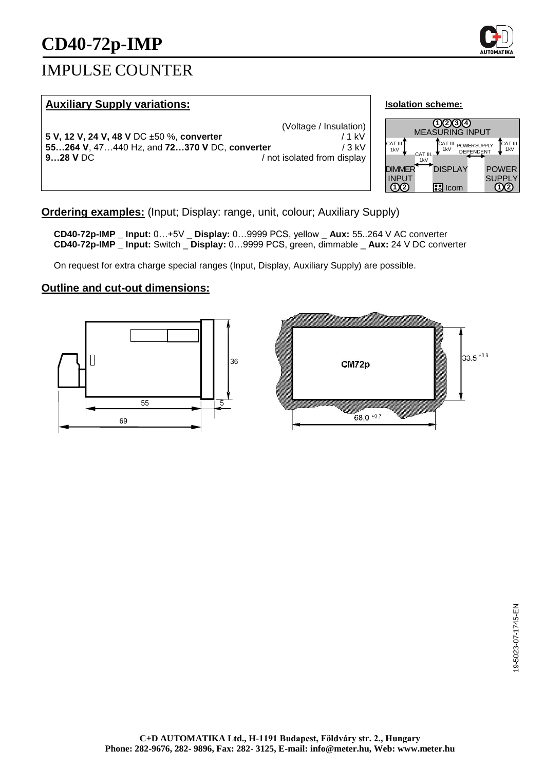# CD40-72p-IMP

## IMPULSE COUNTER

**Auxiliary Supply variations:**

| | (Voltage / Insulation) |
|---|---|
| **5 V, 12 V, 24 V, 48 V** DC ±50 %, **converter** | / 1 kV |
| **55…264 V**, 47…440 Hz, and **72…370 V** DC, **converter** | / 3 kV |
| **9…28 V** DC | / not isolated from display |

**Isolation scheme:**

①②③④
MEASURING INPUT
CAT III. 1kV
CAT III. 1kV
CAT III. 1kV
POWER SUPPLY DEPENDENT
CAT III. 1kV
DIMMER INPUT ①②
DISPLAY
Icom
POWER SUPPLY ①②

**Ordering examples:** (Input; Display: range, unit, colour; Auxiliary Supply)

**CD40-72p-IMP** _ **Input:** 0…+5V _ **Display:** 0…9999 PCS, yellow _ **Aux:** 55..264 V AC converter
**CD40-72p-IMP** _ **Input:** Switch _ **Display:** 0…9999 PCS, green, dimmable _ **Aux:** 24 V DC converter

On request for extra charge special ranges (Input, Display, Auxiliary Supply) are possible.

**Outline and cut-out dimensions:**

36
55
5
69

CM72p
33.5 $^{+0.8}$
68.0 $^{+0.7}$

19-5023-07-1745-EN

**C+D AUTOMATIKA Ltd., H-1191 Budapest, Földváry str. 2., Hungary**
**Phone: 282-9676, 282- 9896, Fax: 282- 3125, E-mail: info@meter.hu, Web: www.meter.hu**